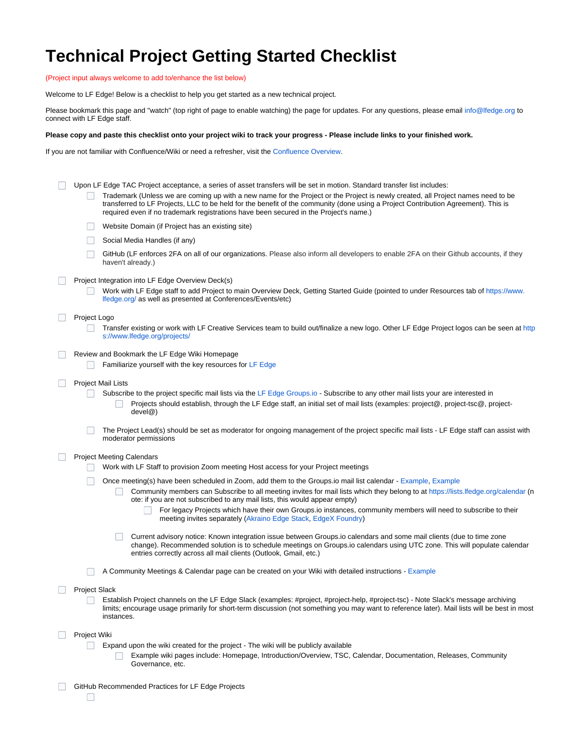# Technical Project Getting Started Checklist

(Project input always welcome to add to/enhance the list below)

Welcome to LF Edge! Below is a checklist to help you get started as a new technical project.

Please bookmark this page and "watch" (top right of page to enable watching) the page for updates. For any questions, please email info@lfedge.org to connect with LF Edge staff.

**Please copy and paste this checklist onto your project wiki to track your progress - Please include links to your finished work.**

If you are not familiar with Confluence/Wiki or need a refresher, visit the Confluence Overview.

- [ ] Upon LF Edge TAC Project acceptance, a series of asset transfers will be set in motion. Standard transfer list includes:
  - [ ] Trademark (Unless we are coming up with a new name for the Project or the Project is newly created, all Project names need to be transferred to LF Projects, LLC to be held for the benefit of the community (done using a Project Contribution Agreement). This is required even if no trademark registrations have been secured in the Project's name.)
  - [ ] Website Domain (if Project has an existing site)
  - [ ] Social Media Handles (if any)
  - [ ] GitHub (LF enforces 2FA on all of our organizations. Please also inform all developers to enable 2FA on their Github accounts, if they haven't already.)
- [ ] Project Integration into LF Edge Overview Deck(s)
  - [ ] Work with LF Edge staff to add Project to main Overview Deck, Getting Started Guide (pointed to under Resources tab of https://www.lfedge.org/ as well as presented at Conferences/Events/etc)
- [ ] Project Logo
  - [ ] Transfer existing or work with LF Creative Services team to build out/finalize a new logo. Other LF Edge Project logos can be seen at https://www.lfedge.org/projects/
- [ ] Review and Bookmark the LF Edge Wiki Homepage
  - [ ] Familiarize yourself with the key resources for LF Edge
- [ ] Project Mail Lists
  - [ ] Subscribe to the project specific mail lists via the LF Edge Groups.io - Subscribe to any other mail lists your are interested in
    - [ ] Projects should establish, through the LF Edge staff, an initial set of mail lists (examples: project@, project-tsc@, project-devel@)
  - [ ] The Project Lead(s) should be set as moderator for ongoing management of the project specific mail lists - LF Edge staff can assist with moderator permissions
- [ ] Project Meeting Calendars
  - [ ] Work with LF Staff to provision Zoom meeting Host access for your Project meetings
  - [ ] Once meeting(s) have been scheduled in Zoom, add them to the Groups.io mail list calendar - Example, Example
    - [ ] Community members can Subscribe to all meeting invites for mail lists which they belong to at https://lists.lfedge.org/calendar (note: if you are not subscribed to any mail lists, this would appear empty)
      - [ ] For legacy Projects which have their own Groups.io instances, community members will need to subscribe to their meeting invites separately (Akraino Edge Stack, EdgeX Foundry)
    - [ ] Current advisory notice: Known integration issue between Groups.io calendars and some mail clients (due to time zone change). Recommended solution is to schedule meetings on Groups.io calendars using UTC zone. This will populate calendar entries correctly across all mail clients (Outlook, Gmail, etc.)
  - [ ] A Community Meetings & Calendar page can be created on your Wiki with detailed instructions - Example
- [ ] Project Slack
  - [ ] Establish Project channels on the LF Edge Slack (examples: #project, #project-help, #project-tsc) - Note Slack's message archiving limits; encourage usage primarily for short-term discussion (not something you may want to reference later). Mail lists will be best in most instances.
- [ ] Project Wiki
  - [ ] Expand upon the wiki created for the project - The wiki will be publicly available
    - [ ] Example wiki pages include: Homepage, Introduction/Overview, TSC, Calendar, Documentation, Releases, Community Governance, etc.
- [ ] GitHub Recommended Practices for LF Edge Projects
  - [ ]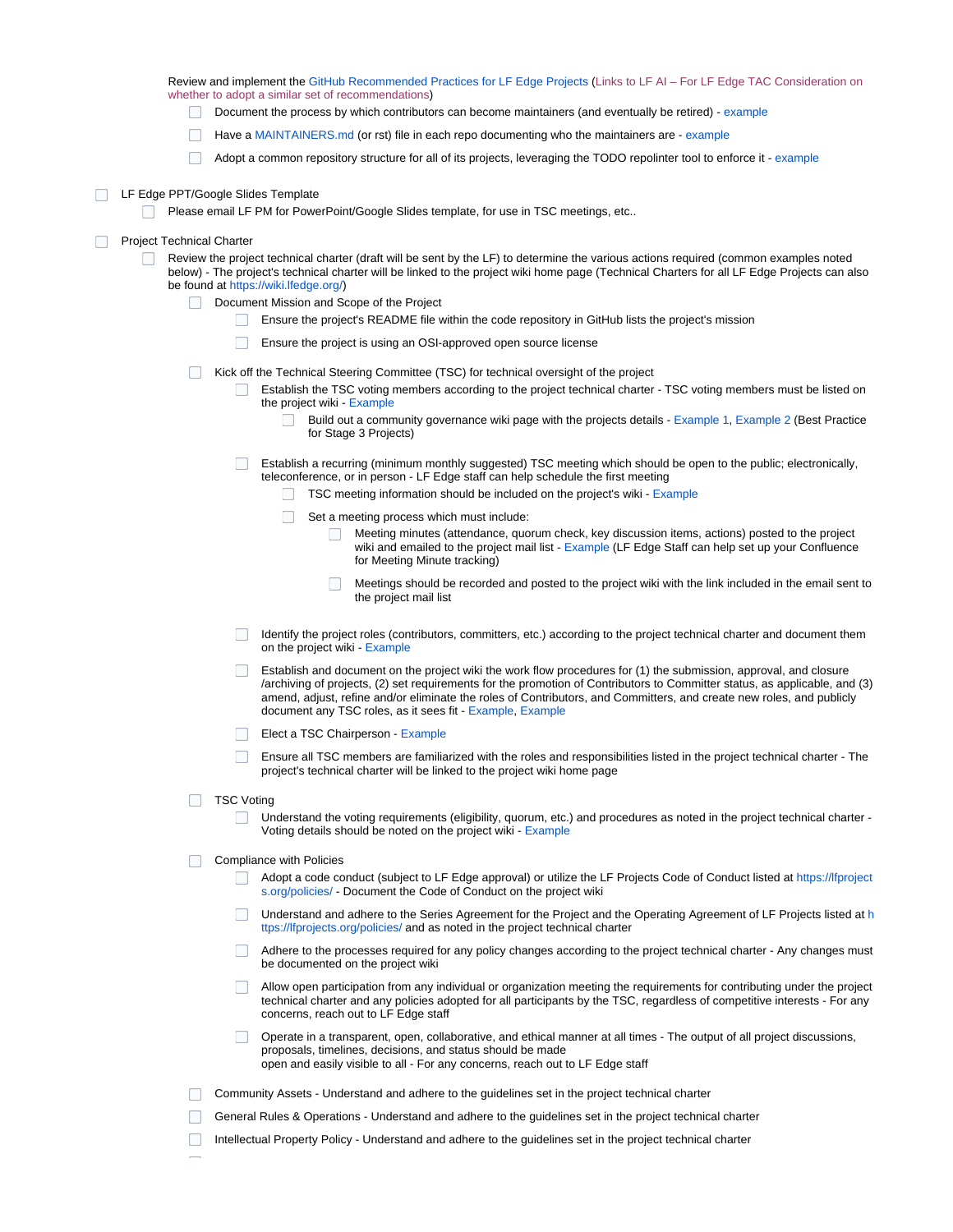Review and implement the GitHub Recommended Practices for LF Edge Projects (Links to LF AI – For LF Edge TAC Consideration on whether to adopt a similar set of recommendations)

- [ ] Document the process by which contributors can become maintainers (and eventually be retired) - example
- [ ] Have a MAINTAINERS.md (or rst) file in each repo documenting who the maintainers are - example
- [ ] Adopt a common repository structure for all of its projects, leveraging the TODO repolinter tool to enforce it - example

- [ ] LF Edge PPT/Google Slides Template
  - [ ] Please email LF PM for PowerPoint/Google Slides template, for use in TSC meetings, etc..

- [ ] Project Technical Charter
  - [ ] Review the project technical charter (draft will be sent by the LF) to determine the actions required (common examples noted below) - The project's technical charter will be linked to the project wiki home page (Technical Charters for all LF Edge Projects can also be found at https://wiki.lfedge.org/)
    - [ ] Document Mission and Scope of the Project
      - [ ] Ensure the project's README file within the code repository in GitHub lists the project's mission
      - [ ] Ensure the project is using an OSI-approved open source license
    - [ ] Kick off the Technical Steering Committee (TSC) for technical oversight of the project
      - [ ] Establish the TSC voting members according to the project technical charter - TSC voting members must be listed on the project wiki - Example
        - [ ] Build out a community governance wiki page with the projects details - Example 1, Example 2 (Best Practice for Stage 3 Projects)
      - [ ] Establish a recurring (minimum monthly suggested) TSC meeting which should be open to the public; electronically, teleconference, or in person - LF Edge staff can help schedule the first meeting
        - [ ] TSC meeting information should be included on the project's wiki - Example
        - [ ] Set a meeting process which must include:
          - [ ] Meeting minutes (attendance, quorum check, key discussion items, actions) posted to the project wiki and emailed to the project mail list - Example (LF Edge Staff can help set up your Confluence for Meeting Minute tracking)
          - [ ] Meetings should be recorded and posted to the project wiki with the link included in the email sent to the project mail list
      - [ ] Identify the project roles (contributors, committers, etc.) according to the project technical charter and document them on the project wiki - Example
      - [ ] Establish and document on the project wiki the work flow procedures for (1) the submission, approval, and closure /archiving of projects, (2) set requirements for the promotion of Contributors to Committer status, as applicable, and (3) amend, adjust, refine and/or eliminate the roles of Contributors, and Committers, and create new roles, and publicly document any TSC roles, as it sees fit - Example, Example
      - [ ] Elect a TSC Chairperson - Example
      - [ ] Ensure all TSC members are familiarized with the roles and responsibilities listed in the project technical charter - The project's technical charter will be linked to the project wiki home page
    - [ ] TSC Voting
      - [ ] Understand the voting requirements (eligibility, quorum, etc.) and procedures as noted in the project technical charter - Voting details should be noted on the project wiki - Example
    - [ ] Compliance with Policies
      - [ ] Adopt a code conduct (subject to LF Edge approval) or utilize the LF Projects Code of Conduct listed at https://lfprojects.org/policies/ - Document the Code of Conduct on the project wiki
      - [ ] Understand and adhere to the Series Agreement for the Project and the Operating Agreement of LF Projects listed at https://lfprojects.org/policies/ and as noted in the project technical charter
      - [ ] Adhere to the processes required for any policy changes according to the project technical charter - Any changes must be documented on the project wiki
      - [ ] Allow open participation from any individual or organization meeting the requirements for contributing under the project technical charter and any policies adopted for all participants by the TSC, regardless of competitive interests - For any concerns, reach out to LF Edge staff
      - [ ] Operate in a transparent, open, collaborative, and ethical manner at all times - The output of all project discussions, proposals, timelines, decisions, and status should be made open and easily visible to all - For any concerns, reach out to LF Edge staff
    - [ ] Community Assets - Understand and adhere to the guidelines set in the project technical charter
    - [ ] General Rules & Operations - Understand and adhere to the guidelines set in the project technical charter
    - [ ] Intellectual Property Policy - Understand and adhere to the guidelines set in the project technical charter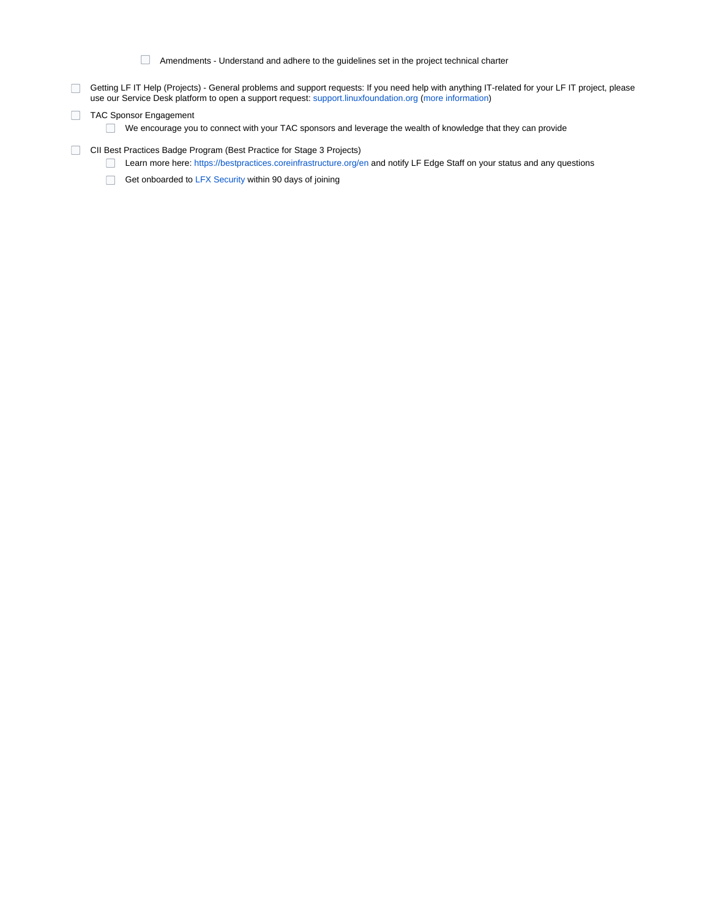- [ ] Amendments - Understand and adhere to the guidelines set in the project technical charter

- [ ] Getting LF IT Help (Projects) - General problems and support requests: If you need help with anything IT-related for your LF IT project, please use our Service Desk platform to open a support request: support.linuxfoundation.org (more information)
- [ ] TAC Sponsor Engagement
  - [ ] We encourage you to connect with your TAC sponsors and leverage the wealth of knowledge that they can provide
- [ ] CII Best Practices Badge Program (Best Practice for Stage 3 Projects)
  - [ ] Learn more here: https://bestpractices.coreinfrastructure.org/en and notify LF Edge Staff on your status and any questions
  - [ ] Get onboarded to LFX Security within 90 days of joining